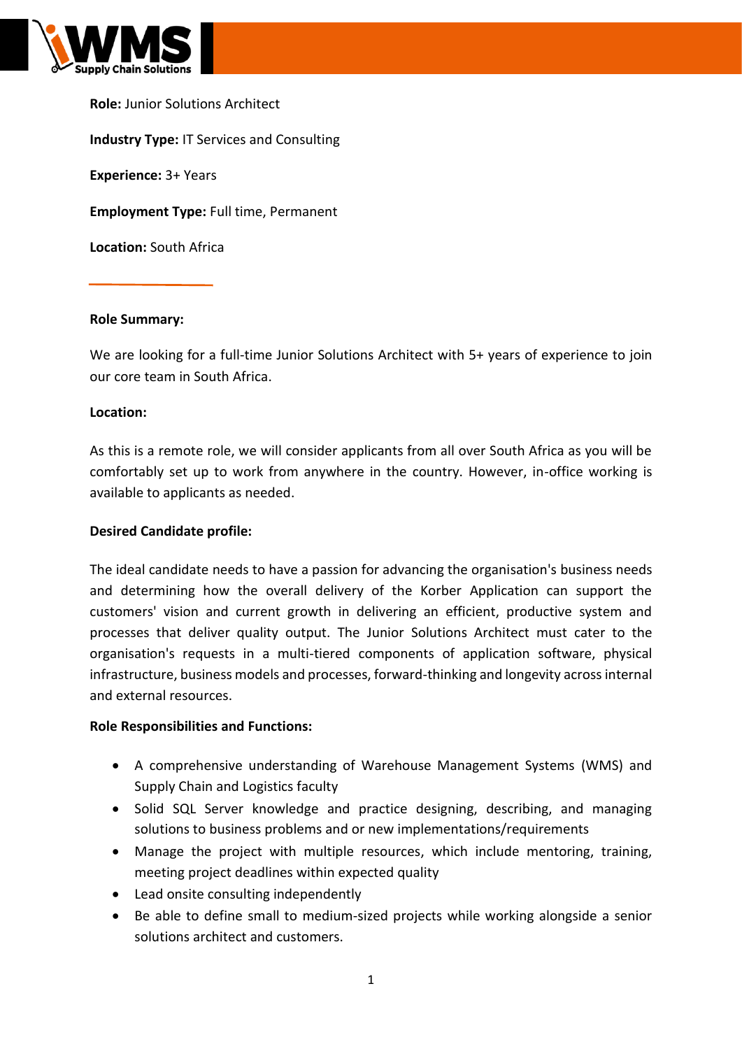**Role:** Junior Solutions Architect

**Industry Type:** IT Services and Consulting

**Experience:** 3+ Years

**Employment Type:** Full time, Permanent

**Location:** South Africa

---

**Role Summary:**

We are looking for a full-time Junior Solutions Architect with 5+ years of experience to join our core team in South Africa.

**Location:**

As this is a remote role, we will consider applicants from all over South Africa as you will be comfortably set up to work from anywhere in the country. However, in-office working is available to applicants as needed.

**Desired Candidate profile:**

The ideal candidate needs to have a passion for advancing the organisation's business needs and determining how the overall delivery of the Korber Application can support the customers' vision and current growth in delivering an efficient, productive system and processes that deliver quality output. The Junior Solutions Architect must cater to the organisation's requests in a multi-tiered components of application software, physical infrastructure, business models and processes, forward-thinking and longevity across internal and external resources.

**Role Responsibilities and Functions:**

- A comprehensive understanding of Warehouse Management Systems (WMS) and Supply Chain and Logistics faculty
- Solid SQL Server knowledge and practice designing, describing, and managing solutions to business problems and or new implementations/requirements
- Manage the project with multiple resources, which include mentoring, training, meeting project deadlines within expected quality
- Lead onsite consulting independently
- Be able to define small to medium-sized projects while working alongside a senior solutions architect and customers.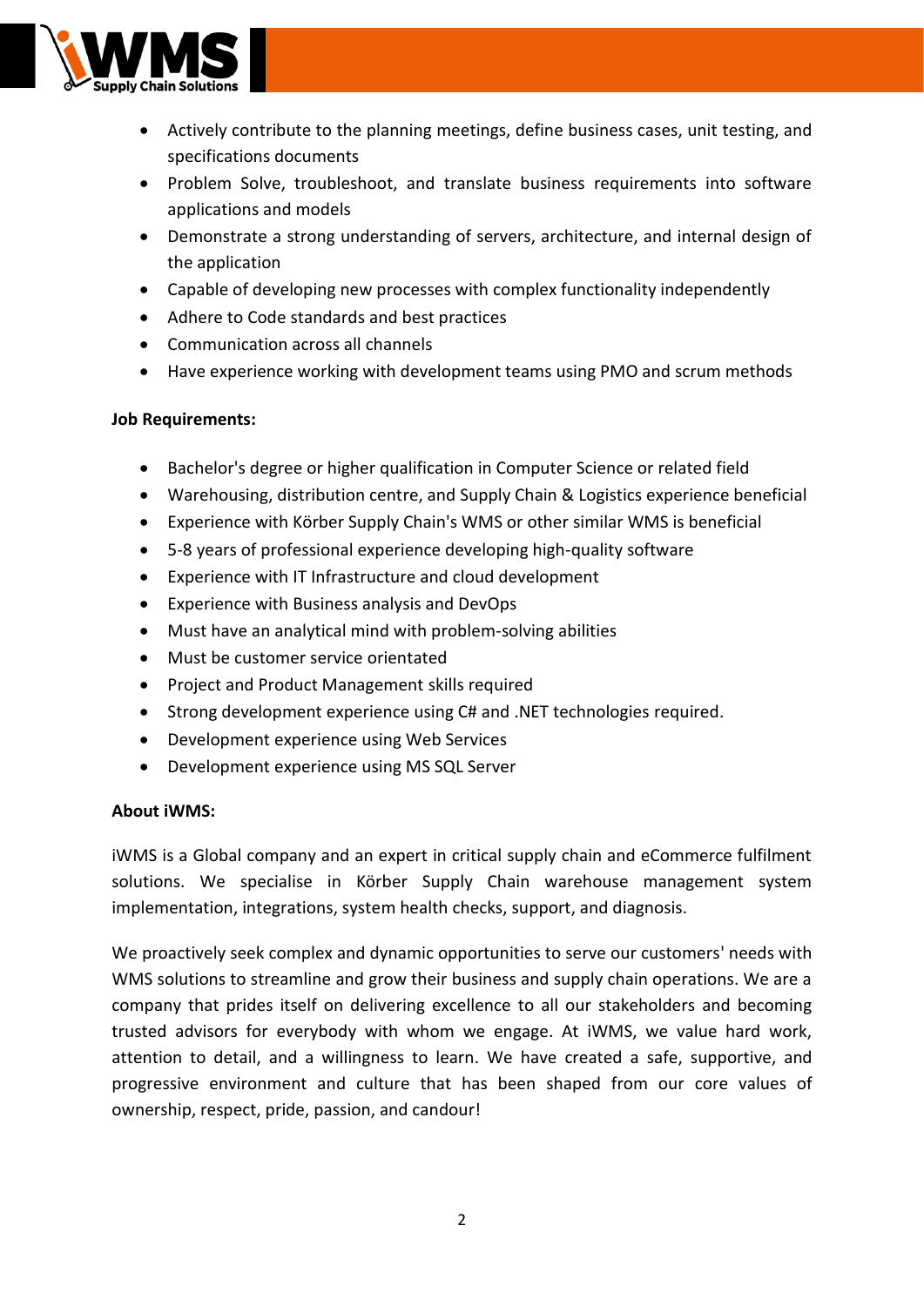- Actively contribute to the planning meetings, define business cases, unit testing, and specifications documents
- Problem Solve, troubleshoot, and translate business requirements into software applications and models
- Demonstrate a strong understanding of servers, architecture, and internal design of the application
- Capable of developing new processes with complex functionality independently
- Adhere to Code standards and best practices
- Communication across all channels
- Have experience working with development teams using PMO and scrum methods

**Job Requirements:**

- Bachelor's degree or higher qualification in Computer Science or related field
- Warehousing, distribution centre, and Supply Chain & Logistics experience beneficial
- Experience with Körber Supply Chain's WMS or other similar WMS is beneficial
- 5-8 years of professional experience developing high-quality software
- Experience with IT Infrastructure and cloud development
- Experience with Business analysis and DevOps
- Must have an analytical mind with problem-solving abilities
- Must be customer service orientated
- Project and Product Management skills required
- Strong development experience using C# and .NET technologies required.
- Development experience using Web Services
- Development experience using MS SQL Server

**About iWMS:**

iWMS is a Global company and an expert in critical supply chain and eCommerce fulfilment solutions. We specialise in Körber Supply Chain warehouse management system implementation, integrations, system health checks, support, and diagnosis.

We proactively seek complex and dynamic opportunities to serve our customers' needs with WMS solutions to streamline and grow their business and supply chain operations. We are a company that prides itself on delivering excellence to all our stakeholders and becoming trusted advisors for everybody with whom we engage. At iWMS, we value hard work, attention to detail, and a willingness to learn. We have created a safe, supportive, and progressive environment and culture that has been shaped from our core values of ownership, respect, pride, passion, and candour!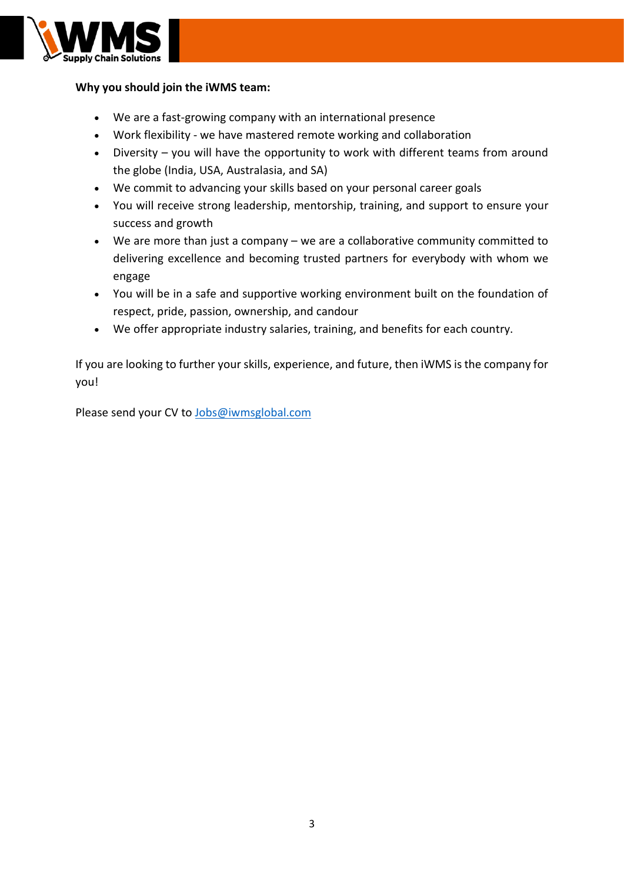**Why you should join the iWMS team:**

- We are a fast-growing company with an international presence
- Work flexibility - we have mastered remote working and collaboration
- Diversity – you will have the opportunity to work with different teams from around the globe (India, USA, Australasia, and SA)
- We commit to advancing your skills based on your personal career goals
- You will receive strong leadership, mentorship, training, and support to ensure your success and growth
- We are more than just a company – we are a collaborative community committed to delivering excellence and becoming trusted partners for everybody with whom we engage
- You will be in a safe and supportive working environment built on the foundation of respect, pride, passion, ownership, and candour
- We offer appropriate industry salaries, training, and benefits for each country.

If you are looking to further your skills, experience, and future, then iWMS is the company for you!

Please send your CV to [Jobs@iwmsglobal.com](mailto:Jobs@iwmsglobal.com)